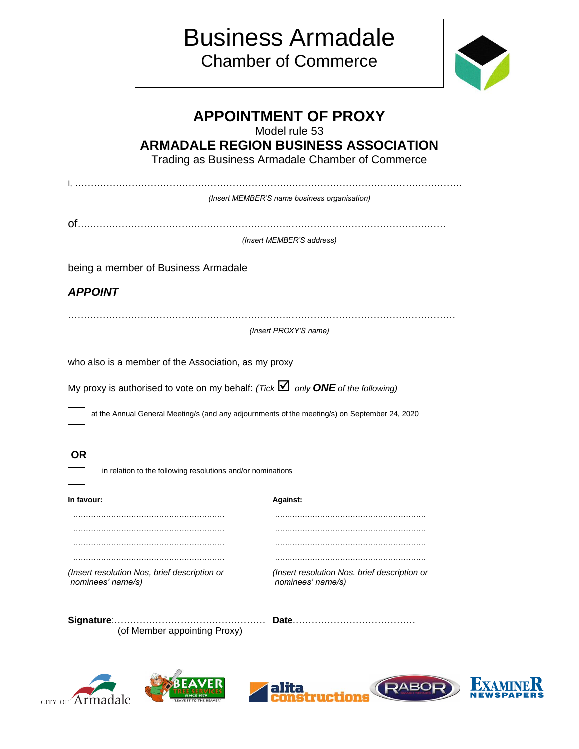# Business Armadale
## Chamber of Commerce

## APPOINTMENT OF PROXY

Model rule 53

## ARMADALE REGION BUSINESS ASSOCIATION

Trading as Business Armadale Chamber of Commerce

I, ……………………………………………………………………………………………………………………

*(Insert MEMBER'S name business organisation)*

of……………………………………………………………………………………………………………

*(Insert MEMBER'S address)*

being a member of Business Armadale

***APPOINT***

……………………………………………………………………………………………………………………

*(Insert PROXY'S name)*

who also is a member of the Association, as my proxy

My proxy is authorised to vote on my behalf: *(Tick ☑ only **ONE** of the following)*

☐ at the Annual General Meeting/s (and any adjournments of the meeting/s) on September 24, 2020

**OR**

☐ in relation to the following resolutions and/or nominations

| **In favour:** | **Against:** |
|---|---|
| …………………………………………………… | …………………………………………………… |
| …………………………………………………… | …………………………………………………… |
| …………………………………………………… | …………………………………………………… |
| …………………………………………………… | …………………………………………………… |
| *(Insert resolution Nos, brief description or nominees' name/s)* | *(Insert resolution Nos. brief description or nominees' name/s)* |

**Signature**:………………………………………… **Date**…………………………………
(of Member appointing Proxy)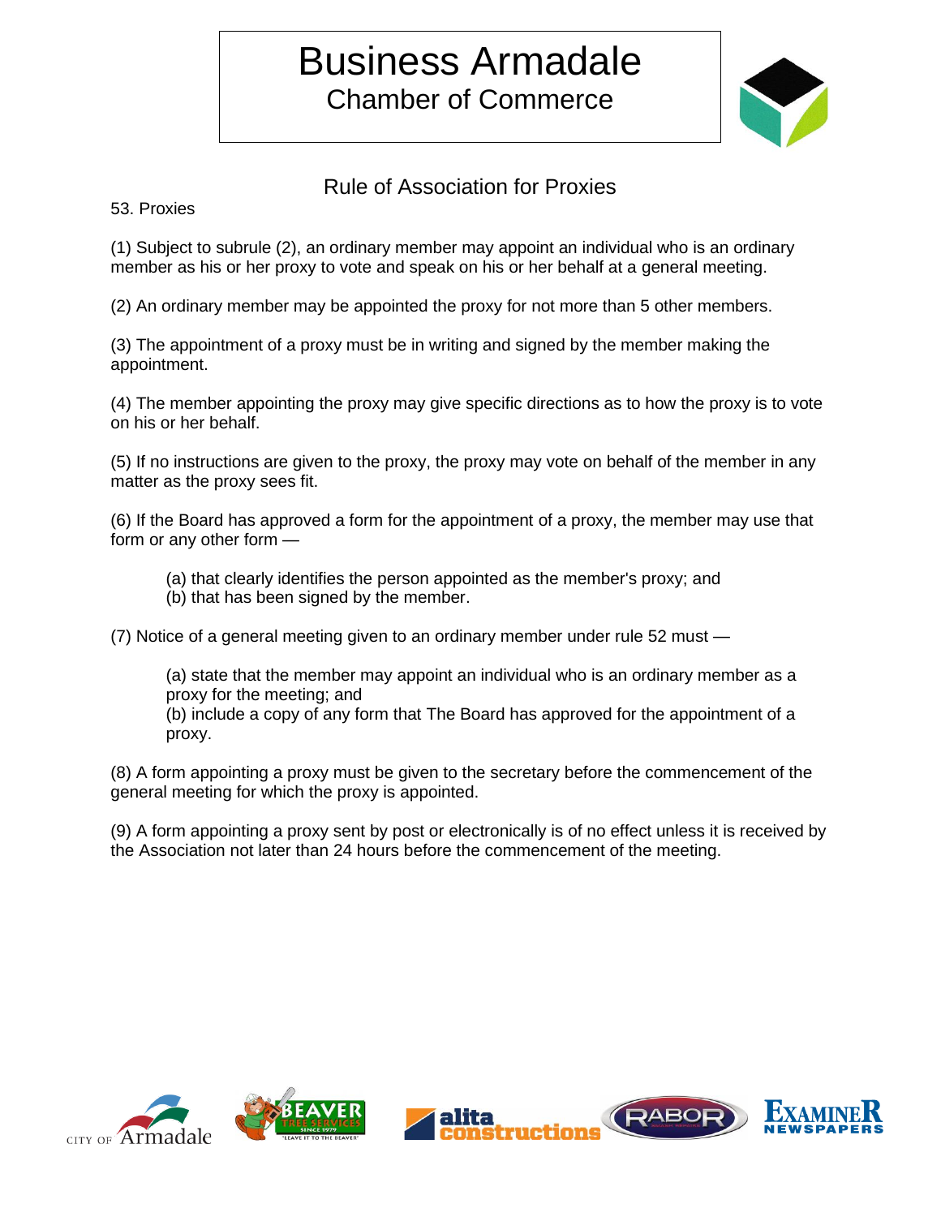# Business Armadale
## Chamber of Commerce

### Rule of Association for Proxies

53. Proxies

(1) Subject to subrule (2), an ordinary member may appoint an individual who is an ordinary member as his or her proxy to vote and speak on his or her behalf at a general meeting.

(2) An ordinary member may be appointed the proxy for not more than 5 other members.

(3) The appointment of a proxy must be in writing and signed by the member making the appointment.

(4) The member appointing the proxy may give specific directions as to how the proxy is to vote on his or her behalf.

(5) If no instructions are given to the proxy, the proxy may vote on behalf of the member in any matter as the proxy sees fit.

(6) If the Board has approved a form for the appointment of a proxy, the member may use that form or any other form —

> (a) that clearly identifies the person appointed as the member's proxy; and
> (b) that has been signed by the member.

(7) Notice of a general meeting given to an ordinary member under rule 52 must —

> (a) state that the member may appoint an individual who is an ordinary member as a proxy for the meeting; and
> (b) include a copy of any form that The Board has approved for the appointment of a proxy.

(8) A form appointing a proxy must be given to the secretary before the commencement of the general meeting for which the proxy is appointed.

(9) A form appointing a proxy sent by post or electronically is of no effect unless it is received by the Association not later than 24 hours before the commencement of the meeting.